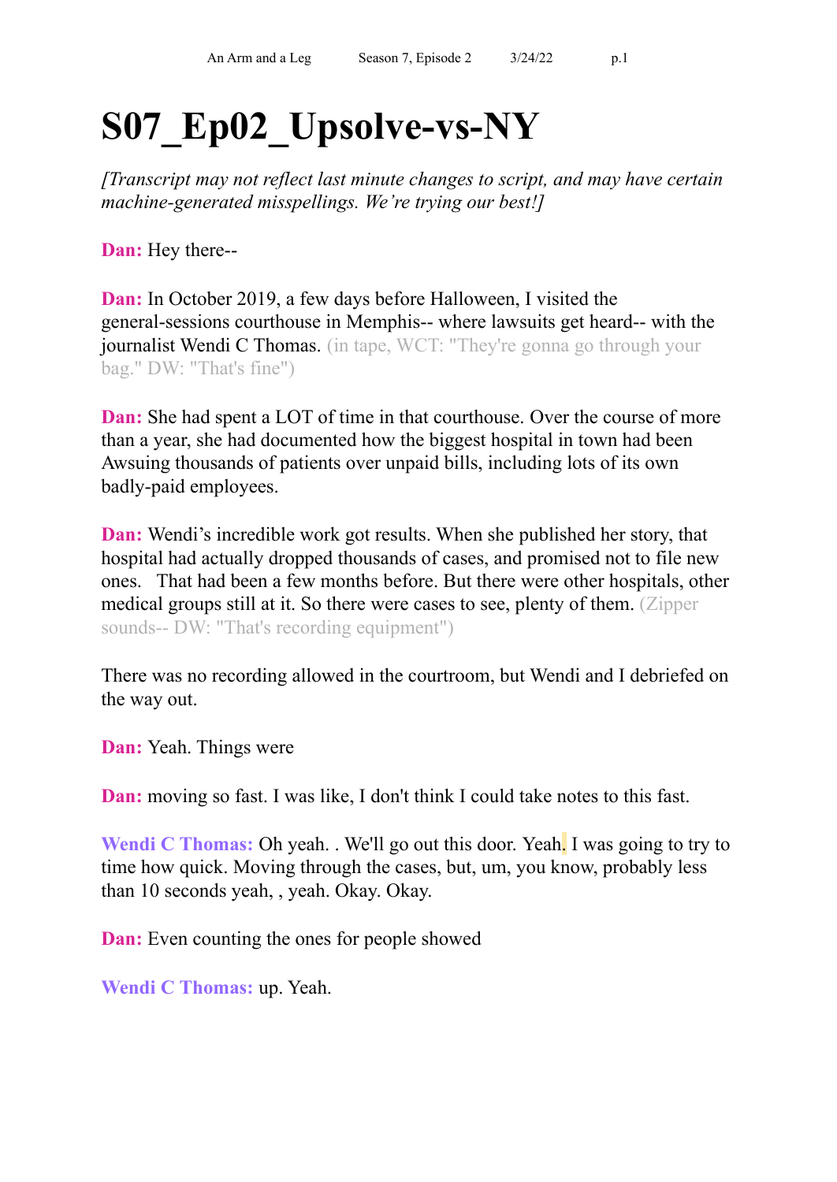# S07_Ep02_Upsolve-vs-NY

*[Transcript may not reflect last minute changes to script, and may have certain machine-generated misspellings. We're trying our best!]*

**Dan:** Hey there--

**Dan:** In October 2019, a few days before Halloween, I visited the general-sessions courthouse in Memphis-- where lawsuits get heard-- with the journalist Wendi C Thomas. (in tape, WCT: "They're gonna go through your bag." DW: "That's fine")

**Dan:** She had spent a LOT of time in that courthouse. Over the course of more than a year, she had documented how the biggest hospital in town had been Awsuing thousands of patients over unpaid bills, including lots of its own badly-paid employees.

**Dan:** Wendi's incredible work got results. When she published her story, that hospital had actually dropped thousands of cases, and promised not to file new ones. That had been a few months before. But there were other hospitals, other medical groups still at it. So there were cases to see, plenty of them. (Zipper sounds-- DW: "That's recording equipment")

There was no recording allowed in the courtroom, but Wendi and I debriefed on the way out.

**Dan:** Yeah. Things were

**Dan:** moving so fast. I was like, I don't think I could take notes to this fast.

**Wendi C Thomas:** Oh yeah. . We'll go out this door. Yeah. I was going to try to time how quick. Moving through the cases, but, um, you know, probably less than 10 seconds yeah, , yeah. Okay. Okay.

**Dan:** Even counting the ones for people showed

**Wendi C Thomas:** up. Yeah.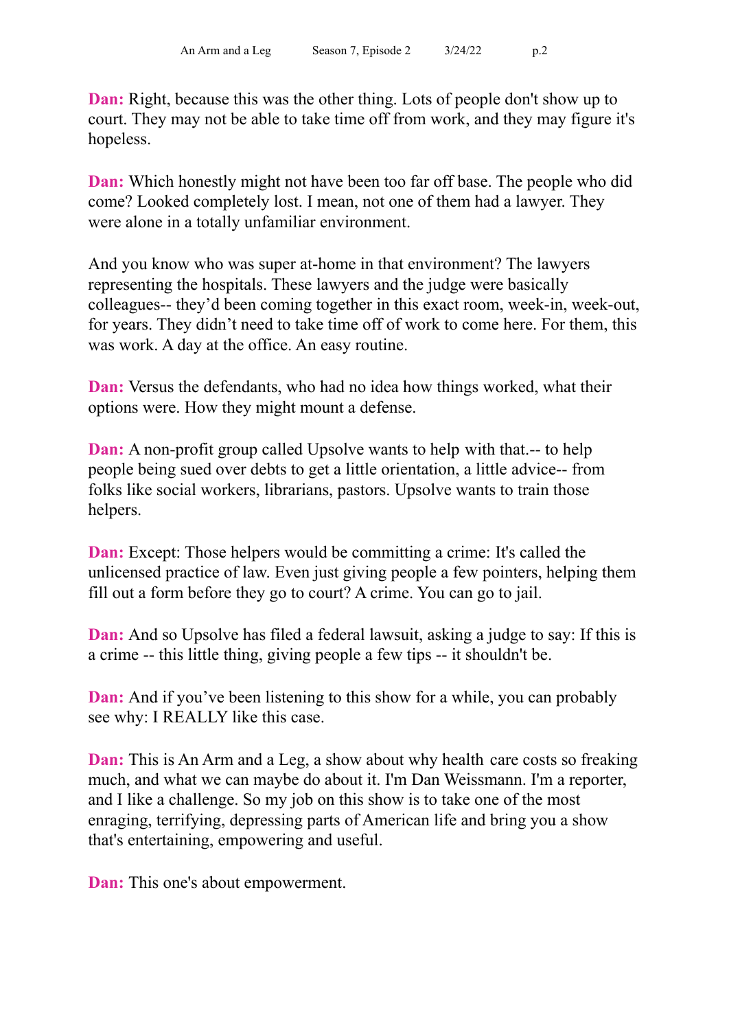**Dan:** Right, because this was the other thing. Lots of people don't show up to court. They may not be able to take time off from work, and they may figure it's hopeless.

**Dan:** Which honestly might not have been too far off base. The people who did come? Looked completely lost. I mean, not one of them had a lawyer. They were alone in a totally unfamiliar environment.

And you know who was super at-home in that environment? The lawyers representing the hospitals. These lawyers and the judge were basically colleagues-- they'd been coming together in this exact room, week-in, week-out, for years. They didn't need to take time off of work to come here. For them, this was work. A day at the office. An easy routine.

**Dan:** Versus the defendants, who had no idea how things worked, what their options were. How they might mount a defense.

**Dan:** A non-profit group called Upsolve wants to help with that.-- to help people being sued over debts to get a little orientation, a little advice-- from folks like social workers, librarians, pastors. Upsolve wants to train those helpers.

**Dan:** Except: Those helpers would be committing a crime: It's called the unlicensed practice of law. Even just giving people a few pointers, helping them fill out a form before they go to court? A crime. You can go to jail.

**Dan:** And so Upsolve has filed a federal lawsuit, asking a judge to say: If this is a crime -- this little thing, giving people a few tips -- it shouldn't be.

**Dan:** And if you've been listening to this show for a while, you can probably see why: I REALLY like this case.

**Dan:** This is An Arm and a Leg, a show about why health care costs so freaking much, and what we can maybe do about it. I'm Dan Weissmann. I'm a reporter, and I like a challenge. So my job on this show is to take one of the most enraging, terrifying, depressing parts of American life and bring you a show that's entertaining, empowering and useful.

**Dan:** This one's about empowerment.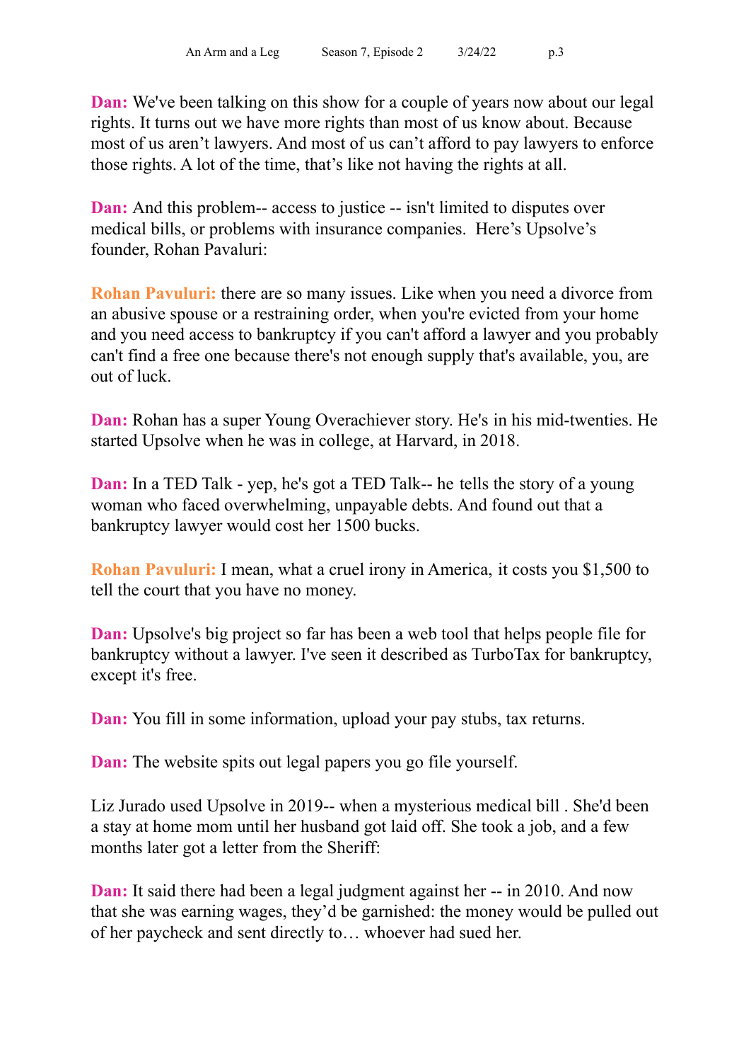**Dan:** We've been talking on this show for a couple of years now about our legal rights. It turns out we have more rights than most of us know about. Because most of us aren't lawyers. And most of us can't afford to pay lawyers to enforce those rights. A lot of the time, that's like not having the rights at all.

**Dan:** And this problem-- access to justice -- isn't limited to disputes over medical bills, or problems with insurance companies. Here's Upsolve's founder, Rohan Pavaluri:

**Rohan Pavuluri:** there are so many issues. Like when you need a divorce from an abusive spouse or a restraining order, when you're evicted from your home and you need access to bankruptcy if you can't afford a lawyer and you probably can't find a free one because there's not enough supply that's available, you, are out of luck.

**Dan:** Rohan has a super Young Overachiever story. He's in his mid-twenties. He started Upsolve when he was in college, at Harvard, in 2018.

**Dan:** In a TED Talk - yep, he's got a TED Talk-- he tells the story of a young woman who faced overwhelming, unpayable debts. And found out that a bankruptcy lawyer would cost her 1500 bucks.

**Rohan Pavuluri:** I mean, what a cruel irony in America, it costs you $1,500 to tell the court that you have no money.

**Dan:** Upsolve's big project so far has been a web tool that helps people file for bankruptcy without a lawyer. I've seen it described as TurboTax for bankruptcy, except it's free.

**Dan:** You fill in some information, upload your pay stubs, tax returns.

**Dan:** The website spits out legal papers you go file yourself.

Liz Jurado used Upsolve in 2019-- when a mysterious medical bill . She'd been a stay at home mom until her husband got laid off. She took a job, and a few months later got a letter from the Sheriff:

**Dan:** It said there had been a legal judgment against her -- in 2010. And now that she was earning wages, they'd be garnished: the money would be pulled out of her paycheck and sent directly to… whoever had sued her.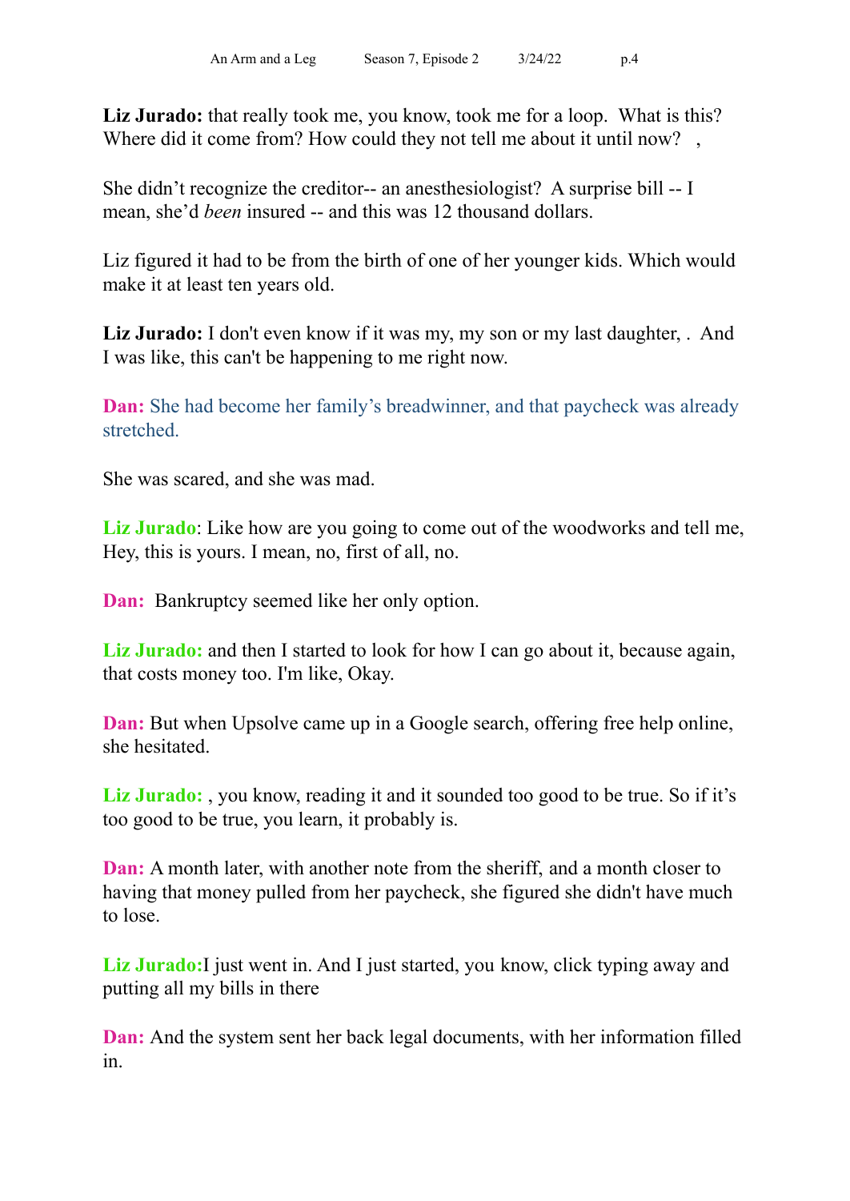**Liz Jurado:** that really took me, you know, took me for a loop.  What is this? Where did it come from? How could they not tell me about it until now?   ,

She didn't recognize the creditor-- an anesthesiologist?  A surprise bill -- I mean, she'd *been* insured -- and this was 12 thousand dollars.

Liz figured it had to be from the birth of one of her younger kids. Which would make it at least ten years old.

**Liz Jurado:** I don't even know if it was my, my son or my last daughter, .  And I was like, this can't be happening to me right now.

**Dan:** She had become her family's breadwinner, and that paycheck was already stretched.

She was scared, and she was mad.

**Liz Jurado**: Like how are you going to come out of the woodworks and tell me, Hey, this is yours. I mean, no, first of all, no.

**Dan:**  Bankruptcy seemed like her only option.

**Liz Jurado:** and then I started to look for how I can go about it, because again, that costs money too. I'm like, Okay.

**Dan:** But when Upsolve came up in a Google search, offering free help online, she hesitated.

**Liz Jurado:** , you know, reading it and it sounded too good to be true. So if it's too good to be true, you learn, it probably is.

**Dan:** A month later, with another note from the sheriff, and a month closer to having that money pulled from her paycheck, she figured she didn't have much to lose.

**Liz Jurado:**I just went in. And I just started, you know, click typing away and putting all my bills in there

**Dan:** And the system sent her back legal documents, with her information filled in.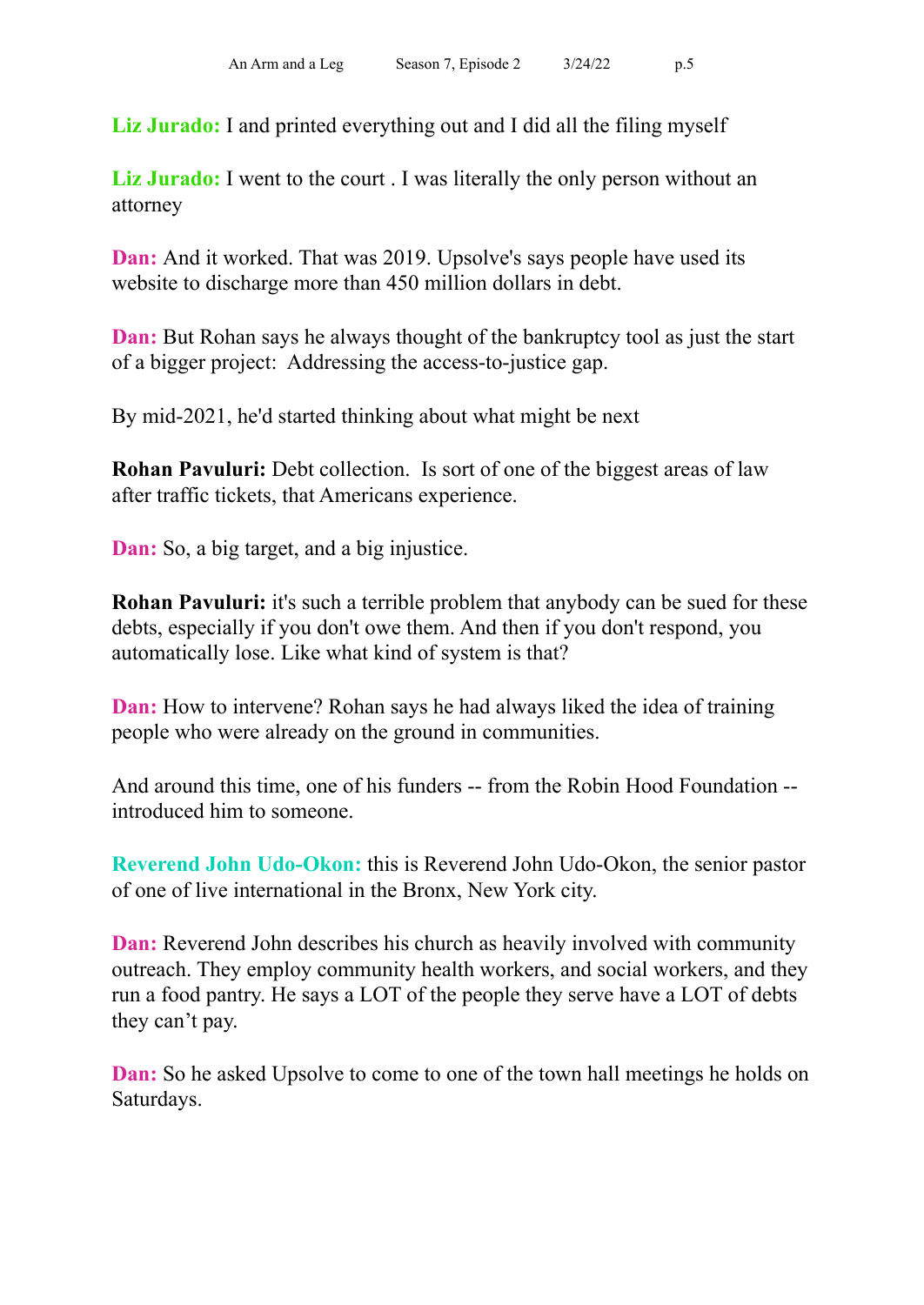**Liz Jurado:** I and printed everything out and I did all the filing myself

**Liz Jurado:** I went to the court . I was literally the only person without an attorney

**Dan:** And it worked. That was 2019. Upsolve's says people have used its website to discharge more than 450 million dollars in debt.

**Dan:** But Rohan says he always thought of the bankruptcy tool as just the start of a bigger project:  Addressing the access-to-justice gap.

By mid-2021, he'd started thinking about what might be next

**Rohan Pavuluri:** Debt collection.  Is sort of one of the biggest areas of law after traffic tickets, that Americans experience.

**Dan:** So, a big target, and a big injustice.

**Rohan Pavuluri:** it's such a terrible problem that anybody can be sued for these debts, especially if you don't owe them. And then if you don't respond, you automatically lose. Like what kind of system is that?

**Dan:** How to intervene? Rohan says he had always liked the idea of training people who were already on the ground in communities.

And around this time, one of his funders -- from the Robin Hood Foundation -- introduced him to someone.

**Reverend John Udo-Okon:** this is Reverend John Udo-Okon, the senior pastor of one of live international in the Bronx, New York city.

**Dan:** Reverend John describes his church as heavily involved with community outreach. They employ community health workers, and social workers, and they run a food pantry. He says a LOT of the people they serve have a LOT of debts they can't pay.

**Dan:** So he asked Upsolve to come to one of the town hall meetings he holds on Saturdays.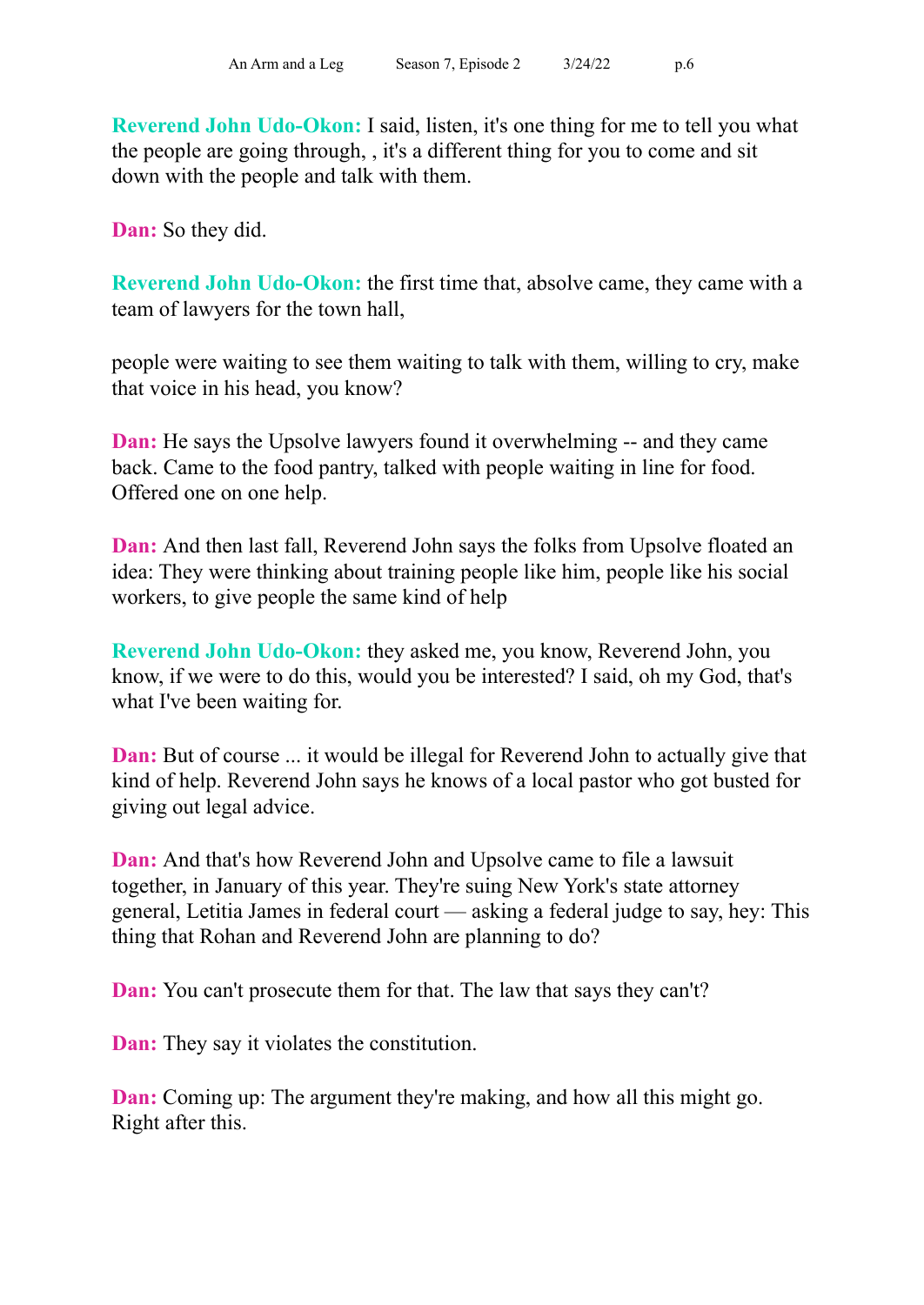**Reverend John Udo-Okon:** I said, listen, it's one thing for me to tell you what the people are going through, , it's a different thing for you to come and sit down with the people and talk with them.

**Dan:** So they did.

**Reverend John Udo-Okon:** the first time that, absolve came, they came with a team of lawyers for the town hall,

people were waiting to see them waiting to talk with them, willing to cry, make that voice in his head, you know?

**Dan:** He says the Upsolve lawyers found it overwhelming -- and they came back. Came to the food pantry, talked with people waiting in line for food. Offered one on one help.

**Dan:** And then last fall, Reverend John says the folks from Upsolve floated an idea: They were thinking about training people like him, people like his social workers, to give people the same kind of help

**Reverend John Udo-Okon:** they asked me, you know, Reverend John, you know, if we were to do this, would you be interested? I said, oh my God, that's what I've been waiting for.

**Dan:** But of course ... it would be illegal for Reverend John to actually give that kind of help. Reverend John says he knows of a local pastor who got busted for giving out legal advice.

**Dan:** And that's how Reverend John and Upsolve came to file a lawsuit together, in January of this year. They're suing New York's state attorney general, Letitia James in federal court — asking a federal judge to say, hey: This thing that Rohan and Reverend John are planning to do?

**Dan:** You can't prosecute them for that. The law that says they can't?

**Dan:** They say it violates the constitution.

**Dan:** Coming up: The argument they're making, and how all this might go. Right after this.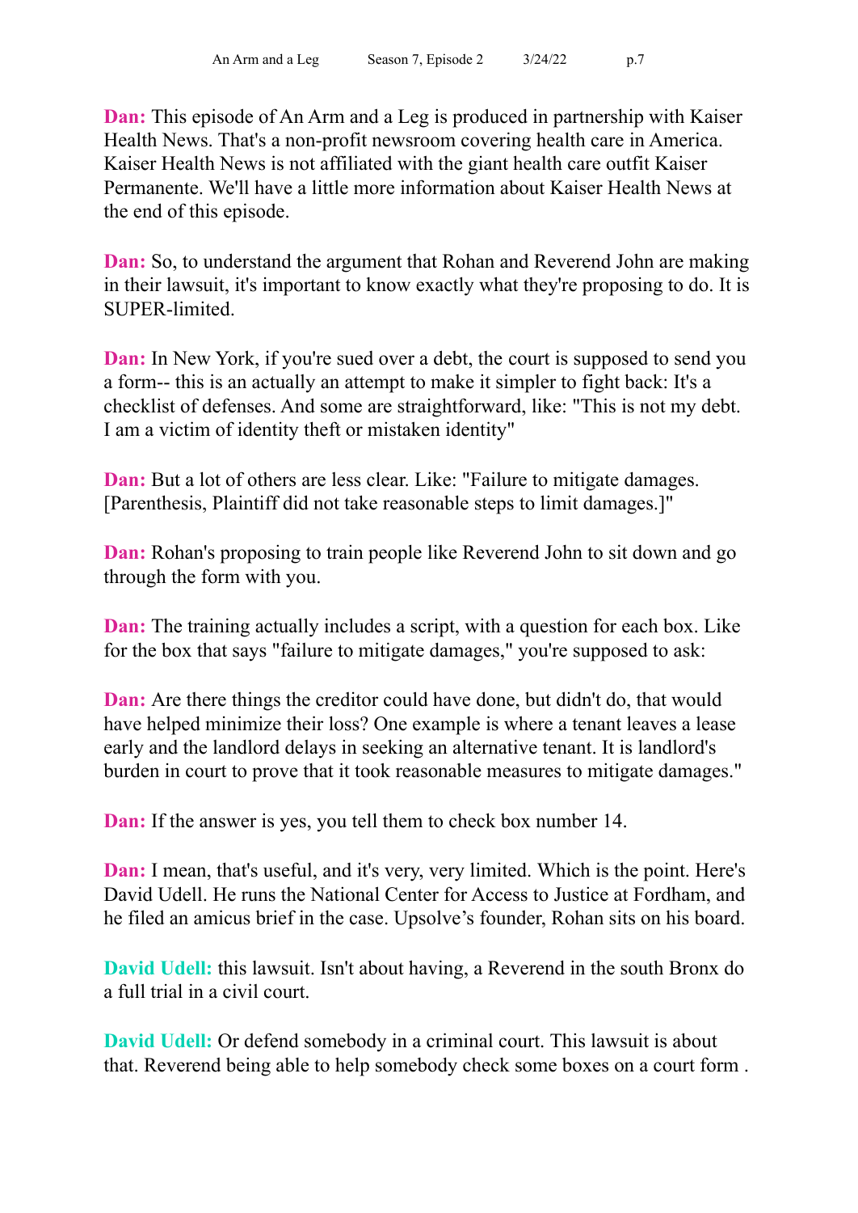**Dan:** This episode of An Arm and a Leg is produced in partnership with Kaiser Health News. That's a non-profit newsroom covering health care in America. Kaiser Health News is not affiliated with the giant health care outfit Kaiser Permanente. We'll have a little more information about Kaiser Health News at the end of this episode.

**Dan:** So, to understand the argument that Rohan and Reverend John are making in their lawsuit, it's important to know exactly what they're proposing to do. It is SUPER-limited.

**Dan:** In New York, if you're sued over a debt, the court is supposed to send you a form-- this is an actually an attempt to make it simpler to fight back: It's a checklist of defenses. And some are straightforward, like: "This is not my debt. I am a victim of identity theft or mistaken identity"

**Dan:** But a lot of others are less clear. Like: "Failure to mitigate damages. [Parenthesis, Plaintiff did not take reasonable steps to limit damages.]"

**Dan:** Rohan's proposing to train people like Reverend John to sit down and go through the form with you.

**Dan:** The training actually includes a script, with a question for each box. Like for the box that says "failure to mitigate damages," you're supposed to ask:

**Dan:** Are there things the creditor could have done, but didn't do, that would have helped minimize their loss? One example is where a tenant leaves a lease early and the landlord delays in seeking an alternative tenant. It is landlord's burden in court to prove that it took reasonable measures to mitigate damages."

**Dan:** If the answer is yes, you tell them to check box number 14.

**Dan:** I mean, that's useful, and it's very, very limited. Which is the point. Here's David Udell. He runs the National Center for Access to Justice at Fordham, and he filed an amicus brief in the case. Upsolve's founder, Rohan sits on his board.

**David Udell:** this lawsuit. Isn't about having, a Reverend in the south Bronx do a full trial in a civil court.

**David Udell:** Or defend somebody in a criminal court. This lawsuit is about that. Reverend being able to help somebody check some boxes on a court form .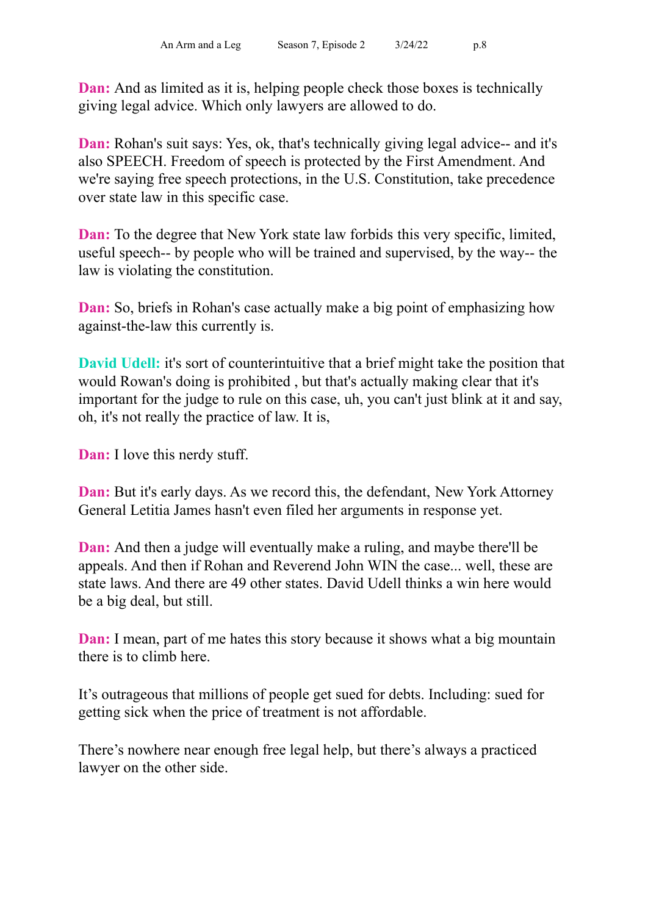**Dan:** And as limited as it is, helping people check those boxes is technically giving legal advice. Which only lawyers are allowed to do.

**Dan:** Rohan's suit says: Yes, ok, that's technically giving legal advice-- and it's also SPEECH. Freedom of speech is protected by the First Amendment. And we're saying free speech protections, in the U.S. Constitution, take precedence over state law in this specific case.

**Dan:** To the degree that New York state law forbids this very specific, limited, useful speech-- by people who will be trained and supervised, by the way-- the law is violating the constitution.

**Dan:** So, briefs in Rohan's case actually make a big point of emphasizing how against-the-law this currently is.

**David Udell:** it's sort of counterintuitive that a brief might take the position that would Rowan's doing is prohibited , but that's actually making clear that it's important for the judge to rule on this case, uh, you can't just blink at it and say, oh, it's not really the practice of law. It is,

**Dan:** I love this nerdy stuff.

**Dan:** But it's early days. As we record this, the defendant, New York Attorney General Letitia James hasn't even filed her arguments in response yet.

**Dan:** And then a judge will eventually make a ruling, and maybe there'll be appeals. And then if Rohan and Reverend John WIN the case... well, these are state laws. And there are 49 other states. David Udell thinks a win here would be a big deal, but still.

**Dan:** I mean, part of me hates this story because it shows what a big mountain there is to climb here.

It's outrageous that millions of people get sued for debts. Including: sued for getting sick when the price of treatment is not affordable.

There's nowhere near enough free legal help, but there's always a practiced lawyer on the other side.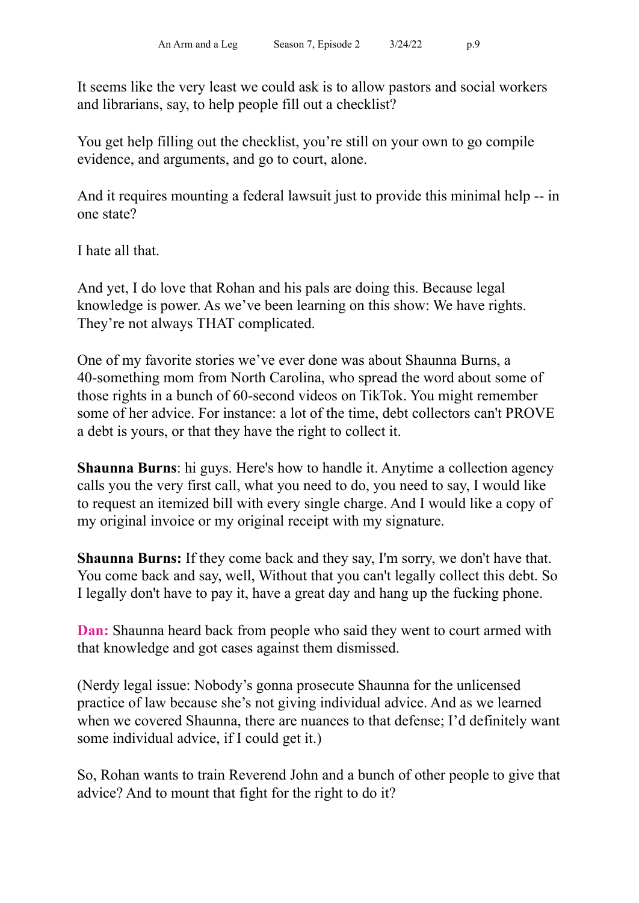It seems like the very least we could ask is to allow pastors and social workers and librarians, say, to help people fill out a checklist?

You get help filling out the checklist, you're still on your own to go compile evidence, and arguments, and go to court, alone.

And it requires mounting a federal lawsuit just to provide this minimal help -- in one state?

I hate all that.

And yet, I do love that Rohan and his pals are doing this. Because legal knowledge is power. As we've been learning on this show: We have rights. They're not always THAT complicated.

One of my favorite stories we've ever done was about Shaunna Burns, a 40-something mom from North Carolina, who spread the word about some of those rights in a bunch of 60-second videos on TikTok. You might remember some of her advice. For instance: a lot of the time, debt collectors can't PROVE a debt is yours, or that they have the right to collect it.

**Shaunna Burns**: hi guys. Here's how to handle it. Anytime a collection agency calls you the very first call, what you need to do, you need to say, I would like to request an itemized bill with every single charge. And I would like a copy of my original invoice or my original receipt with my signature.

**Shaunna Burns:** If they come back and they say, I'm sorry, we don't have that. You come back and say, well, Without that you can't legally collect this debt. So I legally don't have to pay it, have a great day and hang up the fucking phone.

**Dan:** Shaunna heard back from people who said they went to court armed with that knowledge and got cases against them dismissed.

(Nerdy legal issue: Nobody's gonna prosecute Shaunna for the unlicensed practice of law because she's not giving individual advice. And as we learned when we covered Shaunna, there are nuances to that defense; I'd definitely want some individual advice, if I could get it.)

So, Rohan wants to train Reverend John and a bunch of other people to give that advice? And to mount that fight for the right to do it?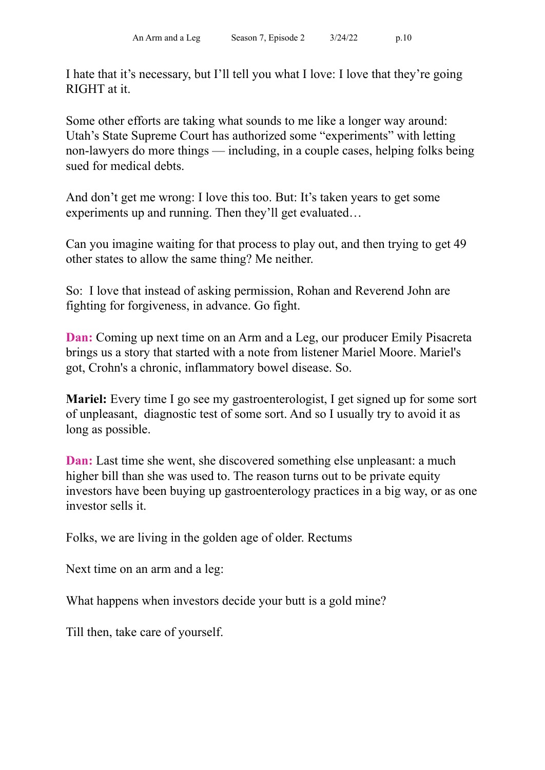I hate that it's necessary, but I'll tell you what I love: I love that they're going RIGHT at it.

Some other efforts are taking what sounds to me like a longer way around: Utah's State Supreme Court has authorized some "experiments" with letting non-lawyers do more things — including, in a couple cases, helping folks being sued for medical debts.

And don't get me wrong: I love this too. But: It's taken years to get some experiments up and running. Then they'll get evaluated…

Can you imagine waiting for that process to play out, and then trying to get 49 other states to allow the same thing? Me neither.

So: I love that instead of asking permission, Rohan and Reverend John are fighting for forgiveness, in advance. Go fight.

**Dan:** Coming up next time on an Arm and a Leg, our producer Emily Pisacreta brings us a story that started with a note from listener Mariel Moore. Mariel's got, Crohn's a chronic, inflammatory bowel disease. So.

**Mariel:** Every time I go see my gastroenterologist, I get signed up for some sort of unpleasant, diagnostic test of some sort. And so I usually try to avoid it as long as possible.

**Dan:** Last time she went, she discovered something else unpleasant: a much higher bill than she was used to. The reason turns out to be private equity investors have been buying up gastroenterology practices in a big way, or as one investor sells it.

Folks, we are living in the golden age of older. Rectums

Next time on an arm and a leg:

What happens when investors decide your butt is a gold mine?

Till then, take care of yourself.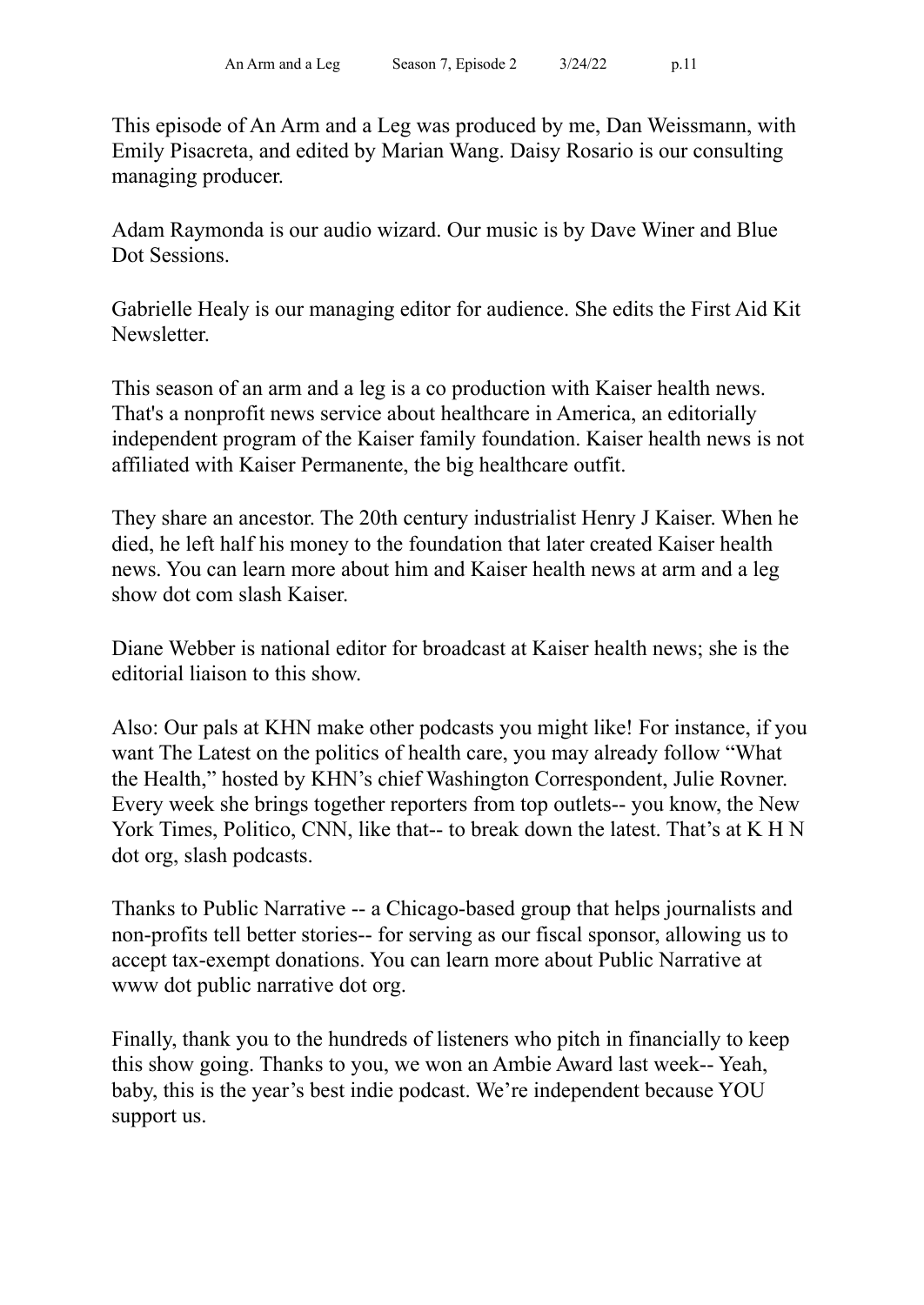This episode of An Arm and a Leg was produced by me, Dan Weissmann, with Emily Pisacreta, and edited by Marian Wang. Daisy Rosario is our consulting managing producer.

Adam Raymonda is our audio wizard. Our music is by Dave Winer and Blue Dot Sessions.

Gabrielle Healy is our managing editor for audience. She edits the First Aid Kit Newsletter.

This season of an arm and a leg is a co production with Kaiser health news. That's a nonprofit news service about healthcare in America, an editorially independent program of the Kaiser family foundation. Kaiser health news is not affiliated with Kaiser Permanente, the big healthcare outfit.

They share an ancestor. The 20th century industrialist Henry J Kaiser. When he died, he left half his money to the foundation that later created Kaiser health news. You can learn more about him and Kaiser health news at arm and a leg show dot com slash Kaiser.

Diane Webber is national editor for broadcast at Kaiser health news; she is the editorial liaison to this show.

Also: Our pals at KHN make other podcasts you might like! For instance, if you want The Latest on the politics of health care, you may already follow "What the Health," hosted by KHN's chief Washington Correspondent, Julie Rovner. Every week she brings together reporters from top outlets-- you know, the New York Times, Politico, CNN, like that-- to break down the latest. That's at K H N dot org, slash podcasts.

Thanks to Public Narrative -- a Chicago-based group that helps journalists and non-profits tell better stories-- for serving as our fiscal sponsor, allowing us to accept tax-exempt donations. You can learn more about Public Narrative at www dot public narrative dot org.

Finally, thank you to the hundreds of listeners who pitch in financially to keep this show going. Thanks to you, we won an Ambie Award last week-- Yeah, baby, this is the year's best indie podcast. We're independent because YOU support us.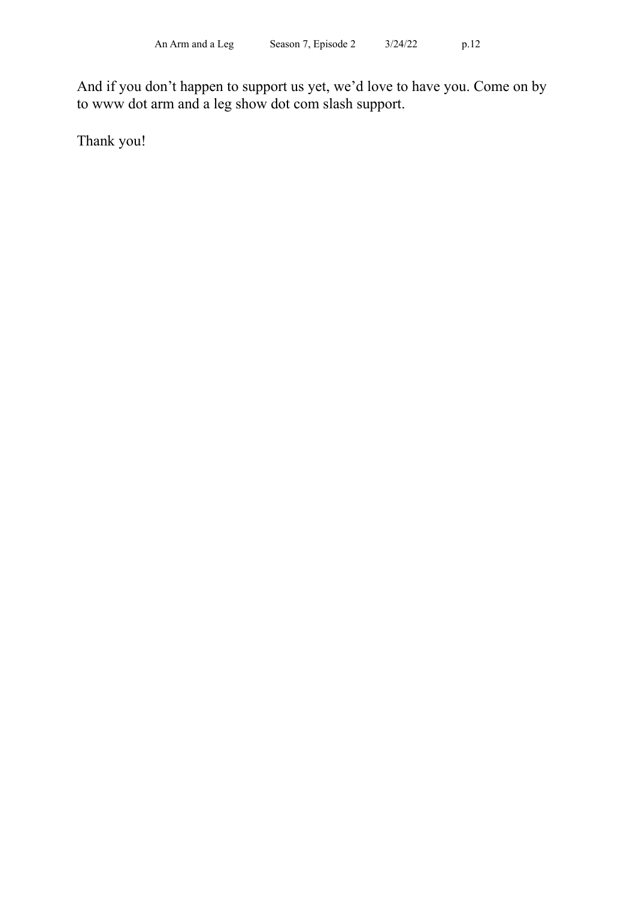And if you don’t happen to support us yet, we’d love to have you. Come on by to www dot arm and a leg show dot com slash support.

Thank you!